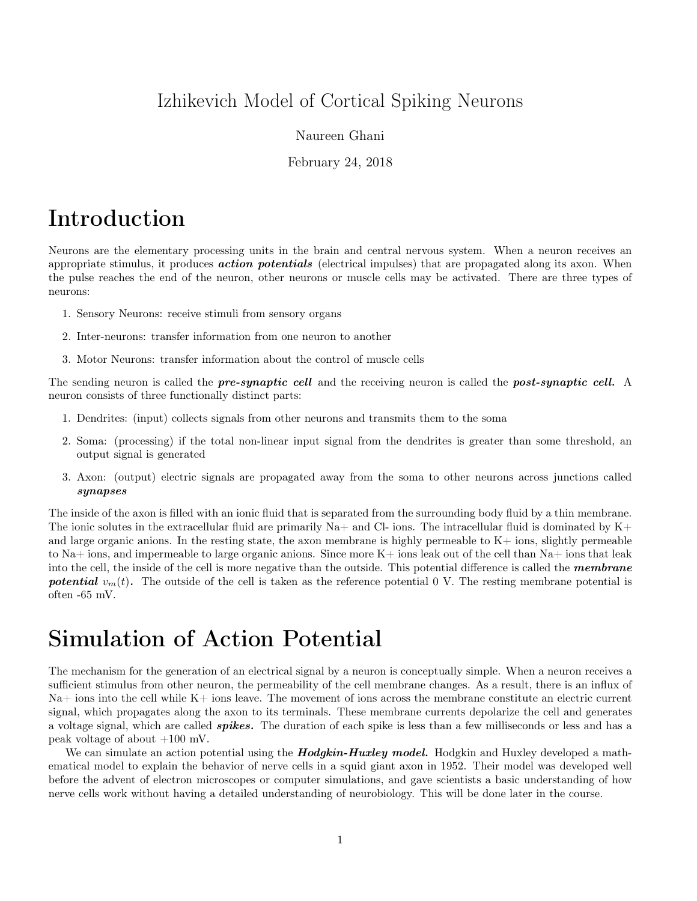# Izhikevich Model of Cortical Spiking Neurons

Naureen Ghani

February 24, 2018

# Introduction

Neurons are the elementary processing units in the brain and central nervous system. When a neuron receives an appropriate stimulus, it produces ***action potentials*** (electrical impulses) that are propagated along its axon. When the pulse reaches the end of the neuron, other neurons or muscle cells may be activated. There are three types of neurons:

1. Sensory Neurons: receive stimuli from sensory organs
2. Inter-neurons: transfer information from one neuron to another
3. Motor Neurons: transfer information about the control of muscle cells

The sending neuron is called the ***pre-synaptic cell*** and the receiving neuron is called the ***post-synaptic cell.*** A neuron consists of three functionally distinct parts:

1. Dendrites: (input) collects signals from other neurons and transmits them to the soma
2. Soma: (processing) if the total non-linear input signal from the dendrites is greater than some threshold, an output signal is generated
3. Axon: (output) electric signals are propagated away from the soma to other neurons across junctions called ***synapses***

The inside of the axon is filled with an ionic fluid that is separated from the surrounding body fluid by a thin membrane. The ionic solutes in the extracellular fluid are primarily $Na+$ and $Cl-$ ions. The intracellular fluid is dominated by $K+$ and large organic anions. In the resting state, the axon membrane is highly permeable to $K+$ ions, slightly permeable to $Na+$ ions, and impermeable to large organic anions. Since more $K+$ ions leak out of the cell than $Na+$ ions that leak into the cell, the inside of the cell is more negative than the outside. This potential difference is called the ***membrane potential*** $v_m(t)$***.*** The outside of the cell is taken as the reference potential 0 V. The resting membrane potential is often -65 mV.

# Simulation of Action Potential

The mechanism for the generation of an electrical signal by a neuron is conceptually simple. When a neuron receives a sufficient stimulus from other neuron, the permeability of the cell membrane changes. As a result, there is an influx of $Na+$ ions into the cell while $K+$ ions leave. The movement of ions across the membrane constitute an electric current signal, which propagates along the axon to its terminals. These membrane currents depolarize the cell and generates a voltage signal, which are called ***spikes.*** The duration of each spike is less than a few milliseconds or less and has a peak voltage of about +100 mV.

We can simulate an action potential using the ***Hodgkin-Huxley model.*** Hodgkin and Huxley developed a mathematical model to explain the behavior of nerve cells in a squid giant axon in 1952. Their model was developed well before the advent of electron microscopes or computer simulations, and gave scientists a basic understanding of how nerve cells work without having a detailed understanding of neurobiology. This will be done later in the course.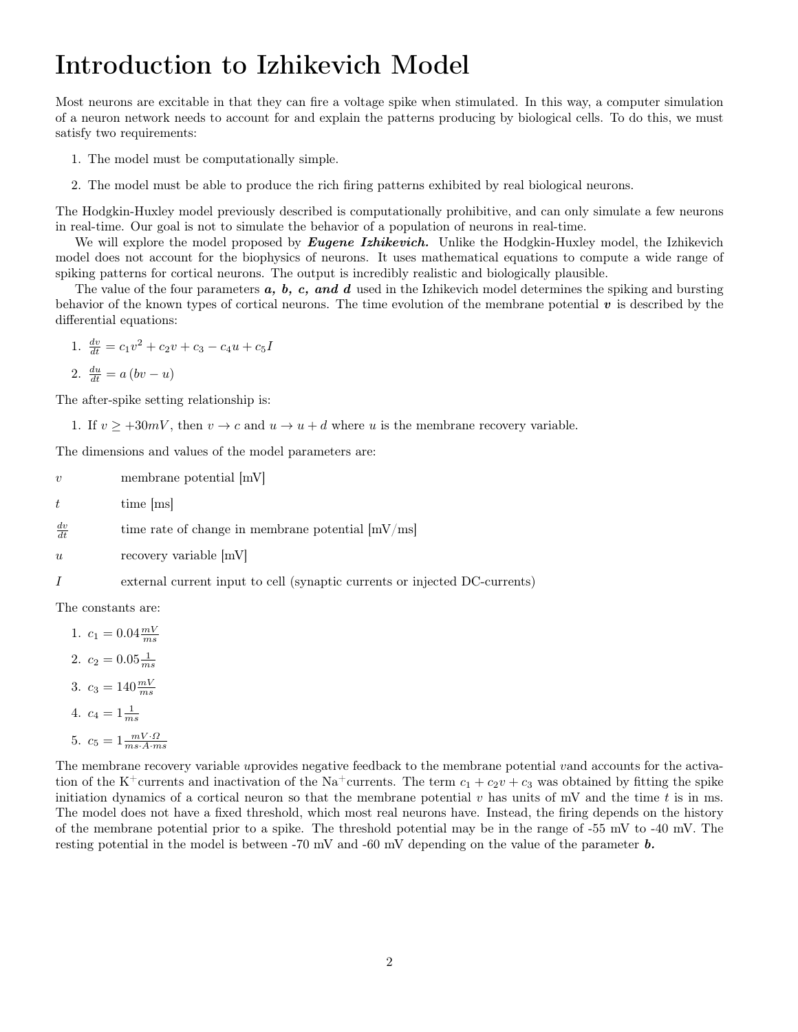# Introduction to Izhikevich Model

Most neurons are excitable in that they can fire a voltage spike when stimulated. In this way, a computer simulation of a neuron network needs to account for and explain the patterns producing by biological cells. To do this, we must satisfy two requirements:

1. The model must be computationally simple.
2. The model must be able to produce the rich firing patterns exhibited by real biological neurons.

The Hodgkin-Huxley model previously described is computationally prohibitive, and can only simulate a few neurons in real-time. Our goal is not to simulate the behavior of a population of neurons in real-time.

We will explore the model proposed by ***Eugene Izhikevich.*** Unlike the Hodgkin-Huxley model, the Izhikevich model does not account for the biophysics of neurons. It uses mathematical equations to compute a wide range of spiking patterns for cortical neurons. The output is incredibly realistic and biologically plausible.

The value of the four parameters ***a, b, c, and d*** used in the Izhikevich model determines the spiking and bursting behavior of the known types of cortical neurons. The time evolution of the membrane potential $\boldsymbol{v}$ is described by the differential equations:

1. $\frac{dv}{dt} = c_1 v^2 + c_2 v + c_3 - c_4 u + c_5 I$
2. $\frac{du}{dt} = a\left(bv - u\right)$

The after-spike setting relationship is:

1. If $v \geq +30mV$, then $v \to c$ and $u \to u + d$ where $u$ is the membrane recovery variable.

The dimensions and values of the model parameters are:

| | |
|---|---|
| $v$ | membrane potential [mV] |
| $t$ | time [ms] |
| $\frac{dv}{dt}$ | time rate of change in membrane potential [mV/ms] |
| $u$ | recovery variable [mV] |
| $I$ | external current input to cell (synaptic currents or injected DC-currents) |

The constants are:

1. $c_1 = 0.04 \frac{mV}{ms}$
2. $c_2 = 0.05 \frac{1}{ms}$
3. $c_3 = 140 \frac{mV}{ms}$
4. $c_4 = 1 \frac{1}{ms}$
5. $c_5 = 1 \frac{mV \cdot \Omega}{ms \cdot A \cdot ms}$

The membrane recovery variable $u$provides negative feedback to the membrane potential $v$and accounts for the activation of the $K^{+}$currents and inactivation of the $Na^{+}$currents. The term $c_1 + c_2 v + c_3$ was obtained by fitting the spike initiation dynamics of a cortical neuron so that the membrane potential $v$ has units of mV and the time $t$ is in ms. The model does not have a fixed threshold, which most real neurons have. Instead, the firing depends on the history of the membrane potential prior to a spike. The threshold potential may be in the range of -55 mV to -40 mV. The resting potential in the model is between -70 mV and -60 mV depending on the value of the parameter ***b.***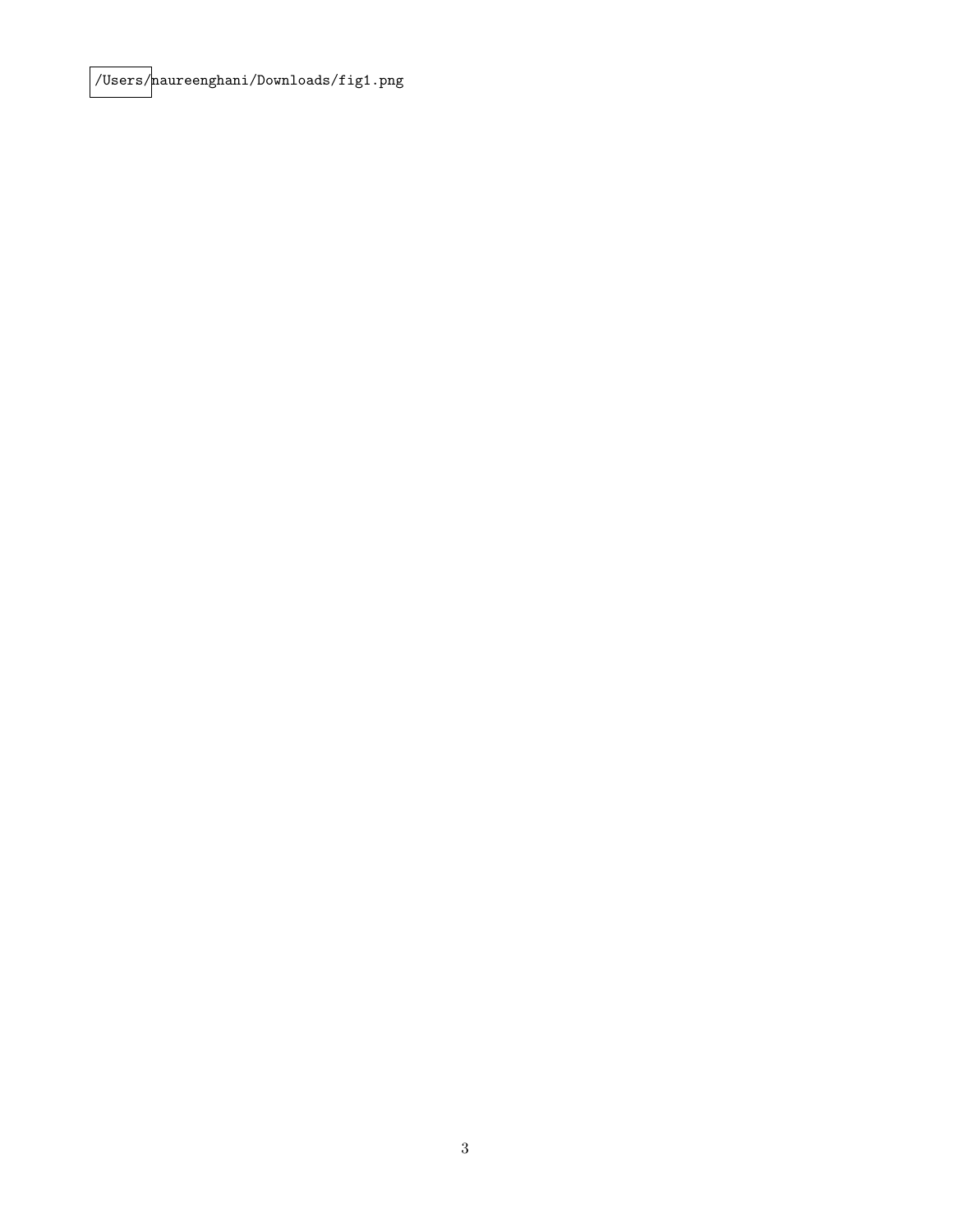/Users/naureenghani/Downloads/fig1.png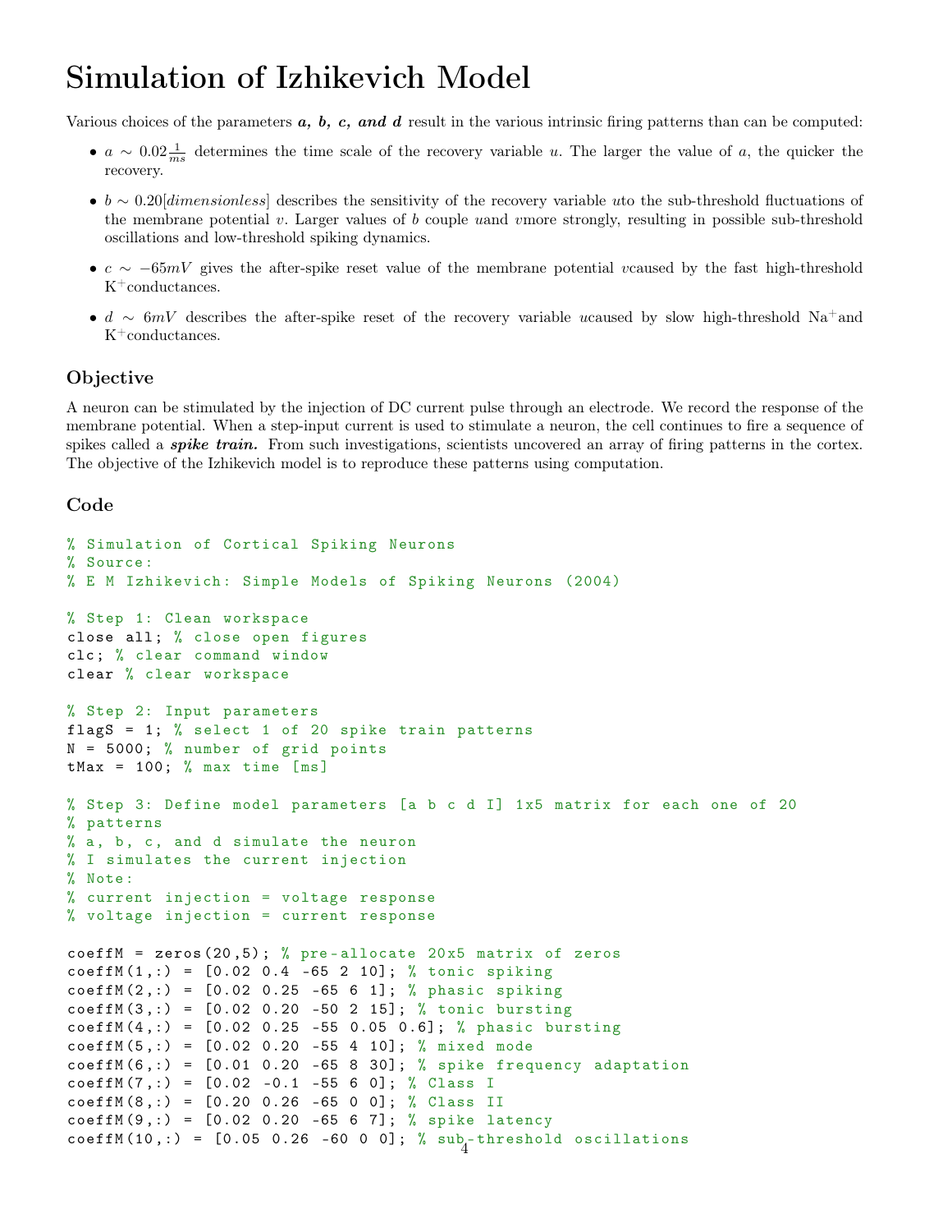# Simulation of Izhikevich Model

Various choices of the parameters ***a, b, c, and d*** result in the various intrinsic firing patterns than can be computed:

- $a \sim 0.02\frac{1}{ms}$ determines the time scale of the recovery variable $u$. The larger the value of $a$, the quicker the recovery.
- $b \sim 0.20[dimensionless]$ describes the sensitivity of the recovery variable $u$to the sub-threshold fluctuations of the membrane potential $v$. Larger values of $b$ couple $u$and $v$more strongly, resulting in possible sub-threshold oscillations and low-threshold spiking dynamics.
- $c \sim -65mV$ gives the after-spike reset value of the membrane potential $v$caused by the fast high-threshold $K^+$conductances.
- $d \sim 6mV$ describes the after-spike reset of the recovery variable $u$caused by slow high-threshold $Na^+$and $K^+$conductances.

### Objective

A neuron can be stimulated by the injection of DC current pulse through an electrode. We record the response of the membrane potential. When a step-input current is used to stimulate a neuron, the cell continues to fire a sequence of spikes called a ***spike train.*** From such investigations, scientists uncovered an array of firing patterns in the cortex. The objective of the Izhikevich model is to reproduce these patterns using computation.

### Code

```
% Simulation of Cortical Spiking Neurons
% Source:
% E M Izhikevich: Simple Models of Spiking Neurons (2004)

% Step 1: Clean workspace
close all; % close open figures
clc; % clear command window
clear % clear workspace

% Step 2: Input parameters
flagS = 1; % select 1 of 20 spike train patterns
N = 5000; % number of grid points
tMax = 100; % max time [ms]

% Step 3: Define model parameters [a b c d I] 1x5 matrix for each one of 20
% patterns
% a, b, c, and d simulate the neuron
% I simulates the current injection
% Note:
% current injection = voltage response
% voltage injection = current response

coeffM = zeros(20,5); % pre-allocate 20x5 matrix of zeros
coeffM(1,:) = [0.02 0.4 -65 2 10]; % tonic spiking
coeffM(2,:) = [0.02 0.25 -65 6 1]; % phasic spiking
coeffM(3,:) = [0.02 0.20 -50 2 15]; % tonic bursting
coeffM(4,:) = [0.02 0.25 -55 0.05 0.6]; % phasic bursting
coeffM(5,:) = [0.02 0.20 -55 4 10]; % mixed mode
coeffM(6,:) = [0.01 0.20 -65 8 30]; % spike frequency adaptation
coeffM(7,:) = [0.02 -0.1 -55 6 0]; % Class I
coeffM(8,:) = [0.20 0.26 -65 0 0]; % Class II
coeffM(9,:) = [0.02 0.20 -65 6 7]; % spike latency
coeffM(10,:) = [0.05 0.26 -60 0 0]; % sub-threshold oscillations
```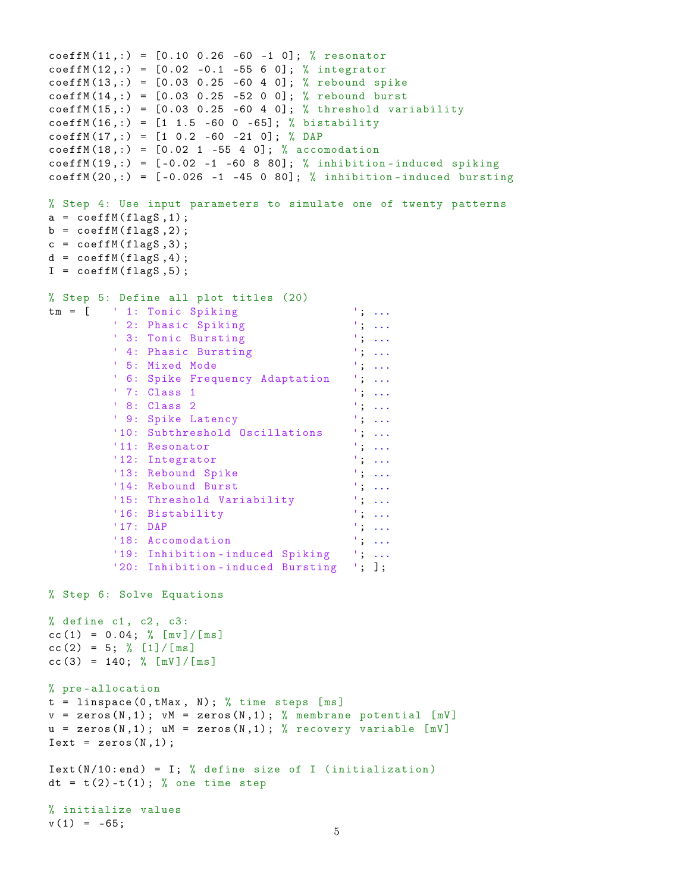```
coeffM(11,:) = [0.10 0.26 -60 -1 0]; % resonator
coeffM(12,:) = [0.02 -0.1 -55 6 0]; % integrator
coeffM(13,:) = [0.03 0.25 -60 4 0]; % rebound spike
coeffM(14,:) = [0.03 0.25 -52 0 0]; % rebound burst
coeffM(15,:) = [0.03 0.25 -60 4 0]; % threshold variability
coeffM(16,:) = [1 1.5 -60 0 -65]; % bistability
coeffM(17,:) = [1 0.2 -60 -21 0]; % DAP
coeffM(18,:) = [0.02 1 -55 4 0]; % accomodation
coeffM(19,:) = [-0.02 -1 -60 8 80]; % inhibition-induced spiking
coeffM(20,:) = [-0.026 -1 -45 0 80]; % inhibition-induced bursting

% Step 4: Use input parameters to simulate one of twenty patterns
a = coeffM(flagS,1);
b = coeffM(flagS,2);
c = coeffM(flagS,3);
d = coeffM(flagS,4);
I = coeffM(flagS,5);

% Step 5: Define all plot titles (20)
tm = [   ' 1: Tonic Spiking                '; ...
         ' 2: Phasic Spiking               '; ...
         ' 3: Tonic Bursting               '; ...
         ' 4: Phasic Bursting              '; ...
         ' 5: Mixed Mode                   '; ...
         ' 6: Spike Frequency Adaptation   '; ...
         ' 7: Class 1                      '; ...
         ' 8: Class 2                      '; ...
         ' 9: Spike Latency                '; ...
         '10: Subthreshold Oscillations    '; ...
         '11: Resonator                    '; ...
         '12: Integrator                   '; ...
         '13: Rebound Spike                '; ...
         '14: Rebound Burst                '; ...
         '15: Threshold Variability        '; ...
         '16: Bistability                  '; ...
         '17: DAP                          '; ...
         '18: Accomodation                 '; ...
         '19: Inhibition-induced Spiking   '; ...
         '20: Inhibition-induced Bursting  '; ];

% Step 6: Solve Equations

% define c1, c2, c3:
cc(1) = 0.04; % [mv]/[ms]
cc(2) = 5; % [1]/[ms]
cc(3) = 140; % [mV]/[ms]

% pre-allocation
t = linspace(0,tMax, N); % time steps [ms]
v = zeros(N,1); vM = zeros(N,1); % membrane potential [mV]
u = zeros(N,1); uM = zeros(N,1); % recovery variable [mV]
Iext = zeros(N,1);

Iext(N/10:end) = I; % define size of I (initialization)
dt = t(2)-t(1); % one time step

% initialize values
v(1) = -65;
```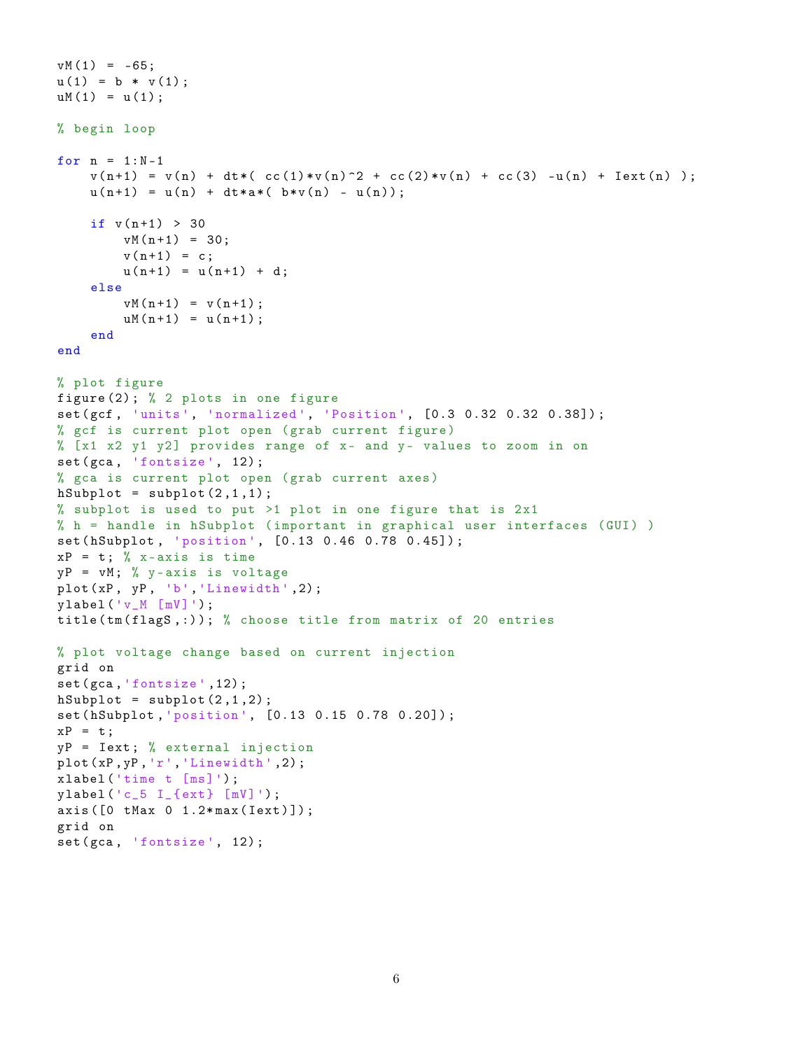```
vM(1) = -65;
u(1) = b * v(1);
uM(1) = u(1);

% begin loop

for n = 1:N-1
    v(n+1) = v(n) + dt*( cc(1)*v(n)^2 + cc(2)*v(n) + cc(3) -u(n) + Iext(n) );
    u(n+1) = u(n) + dt*a*( b*v(n) - u(n));

    if v(n+1) > 30
        vM(n+1) = 30;
        v(n+1) = c;
        u(n+1) = u(n+1) + d;
    else
        vM(n+1) = v(n+1);
        uM(n+1) = u(n+1);
    end
end

% plot figure
figure(2); % 2 plots in one figure
set(gcf, 'units', 'normalized', 'Position', [0.3 0.32 0.32 0.38]);
% gcf is current plot open (grab current figure)
% [x1 x2 y1 y2] provides range of x- and y- values to zoom in on
set(gca, 'fontsize', 12);
% gca is current plot open (grab current axes)
hSubplot = subplot(2,1,1);
% subplot is used to put >1 plot in one figure that is 2x1
% h = handle in hSubplot (important in graphical user interfaces (GUI) )
set(hSubplot, 'position', [0.13 0.46 0.78 0.45]);
xP = t; % x-axis is time
yP = vM; % y-axis is voltage
plot(xP, yP, 'b','Linewidth',2);
ylabel('v_M [mV]');
title(tm(flagS,:)); % choose title from matrix of 20 entries

% plot voltage change based on current injection
grid on
set(gca,'fontsize',12);
hSubplot = subplot(2,1,2);
set(hSubplot,'position', [0.13 0.15 0.78 0.20]);
xP = t;
yP = Iext; % external injection
plot(xP,yP,'r','Linewidth',2);
xlabel('time t [ms]');
ylabel('c_5 I_{ext} [mV]');
axis([0 tMax 0 1.2*max(Iext)]);
grid on
set(gca, 'fontsize', 12);
```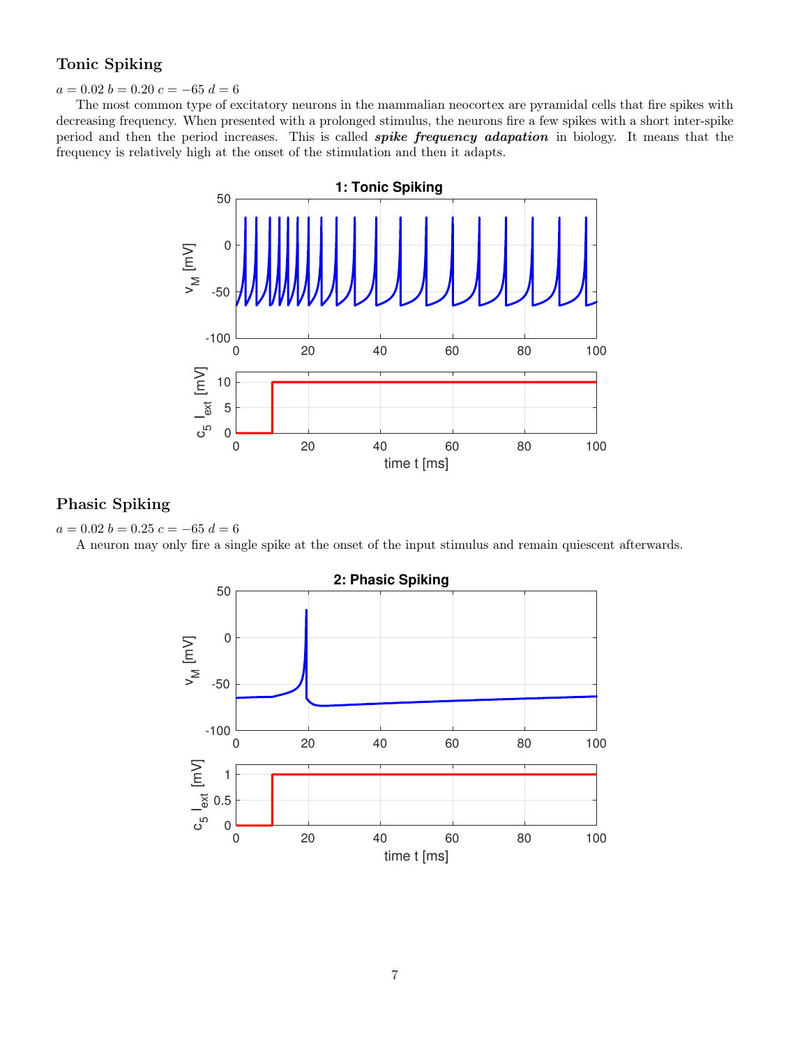### Tonic Spiking

$a = 0.02$ $b = 0.20$ $c = -65$ $d = 6$

The most common type of excitatory neurons in the mammalian neocortex are pyramidal cells that fire spikes with decreasing frequency. When presented with a prolonged stimulus, the neurons fire a few spikes with a short inter-spike period and then the period increases. This is called ***spike frequency adapation*** in biology. It means that the frequency is relatively high at the onset of the stimulation and then it adapts.

### Phasic Spiking

$a = 0.02$ $b = 0.25$ $c = -65$ $d = 6$

A neuron may only fire a single spike at the onset of the input stimulus and remain quiescent afterwards.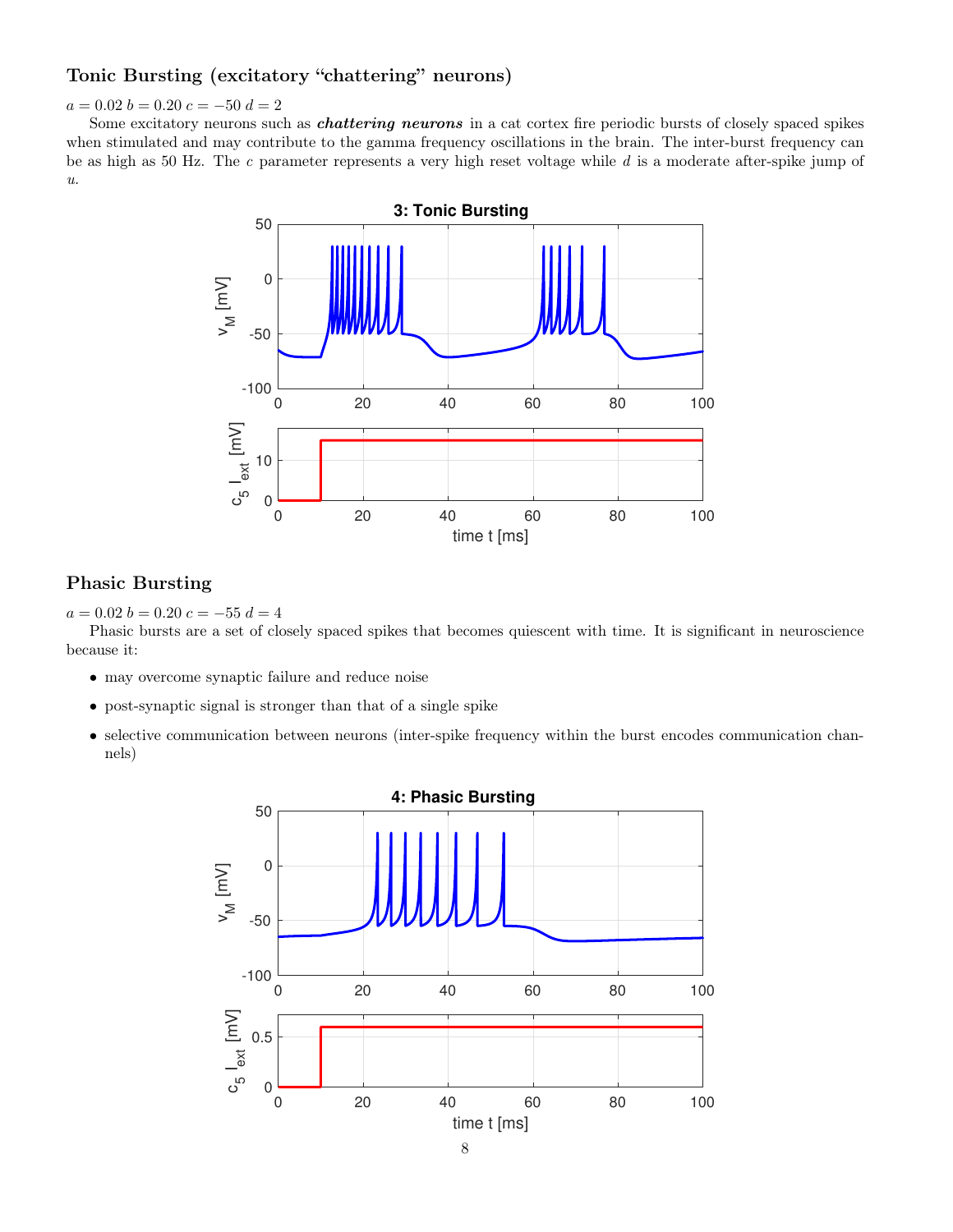### Tonic Bursting (excitatory "chattering" neurons)

$a = 0.02$ $b = 0.20$ $c = -50$ $d = 2$

Some excitatory neurons such as ***chattering neurons*** in a cat cortex fire periodic bursts of closely spaced spikes when stimulated and may contribute to the gamma frequency oscillations in the brain. The inter-burst frequency can be as high as 50 Hz. The $c$ parameter represents a very high reset voltage while $d$ is a moderate after-spike jump of $u$.

### Phasic Bursting

$a = 0.02$ $b = 0.20$ $c = -55$ $d = 4$

Phasic bursts are a set of closely spaced spikes that becomes quiescent with time. It is significant in neuroscience because it:

- may overcome synaptic failure and reduce noise
- post-synaptic signal is stronger than that of a single spike
- selective communication between neurons (inter-spike frequency within the burst encodes communication channels)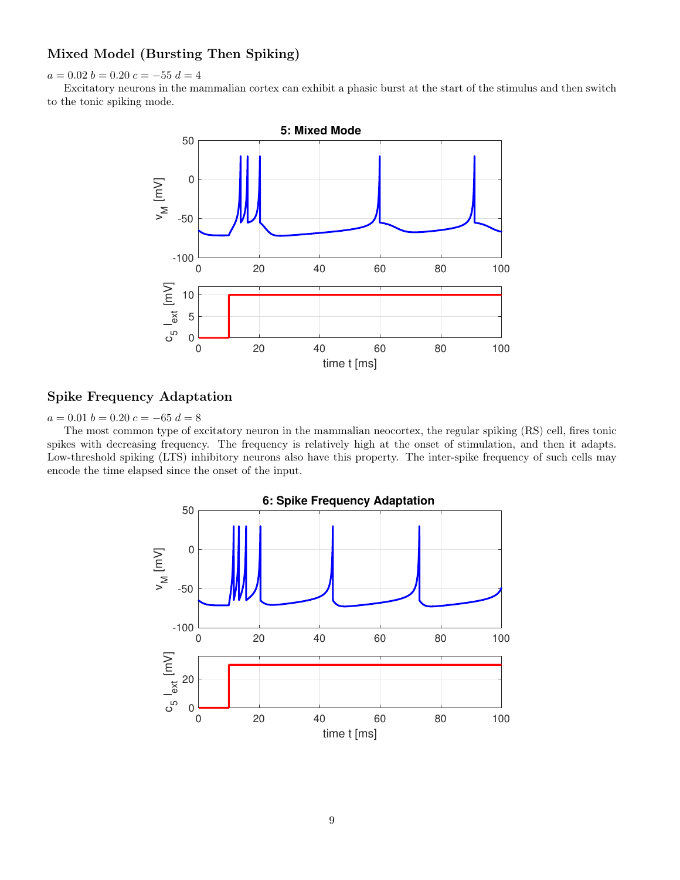### Mixed Model (Bursting Then Spiking)

$a = 0.02$ $b = 0.20$ $c = -55$ $d = 4$

Excitatory neurons in the mammalian cortex can exhibit a phasic burst at the start of the stimulus and then switch to the tonic spiking mode.

### Spike Frequency Adaptation

$a = 0.01$ $b = 0.20$ $c = -65$ $d = 8$

The most common type of excitatory neuron in the mammalian neocortex, the regular spiking (RS) cell, fires tonic spikes with decreasing frequency. The frequency is relatively high at the onset of stimulation, and then it adapts. Low-threshold spiking (LTS) inhibitory neurons also have this property. The inter-spike frequency of such cells may encode the time elapsed since the onset of the input.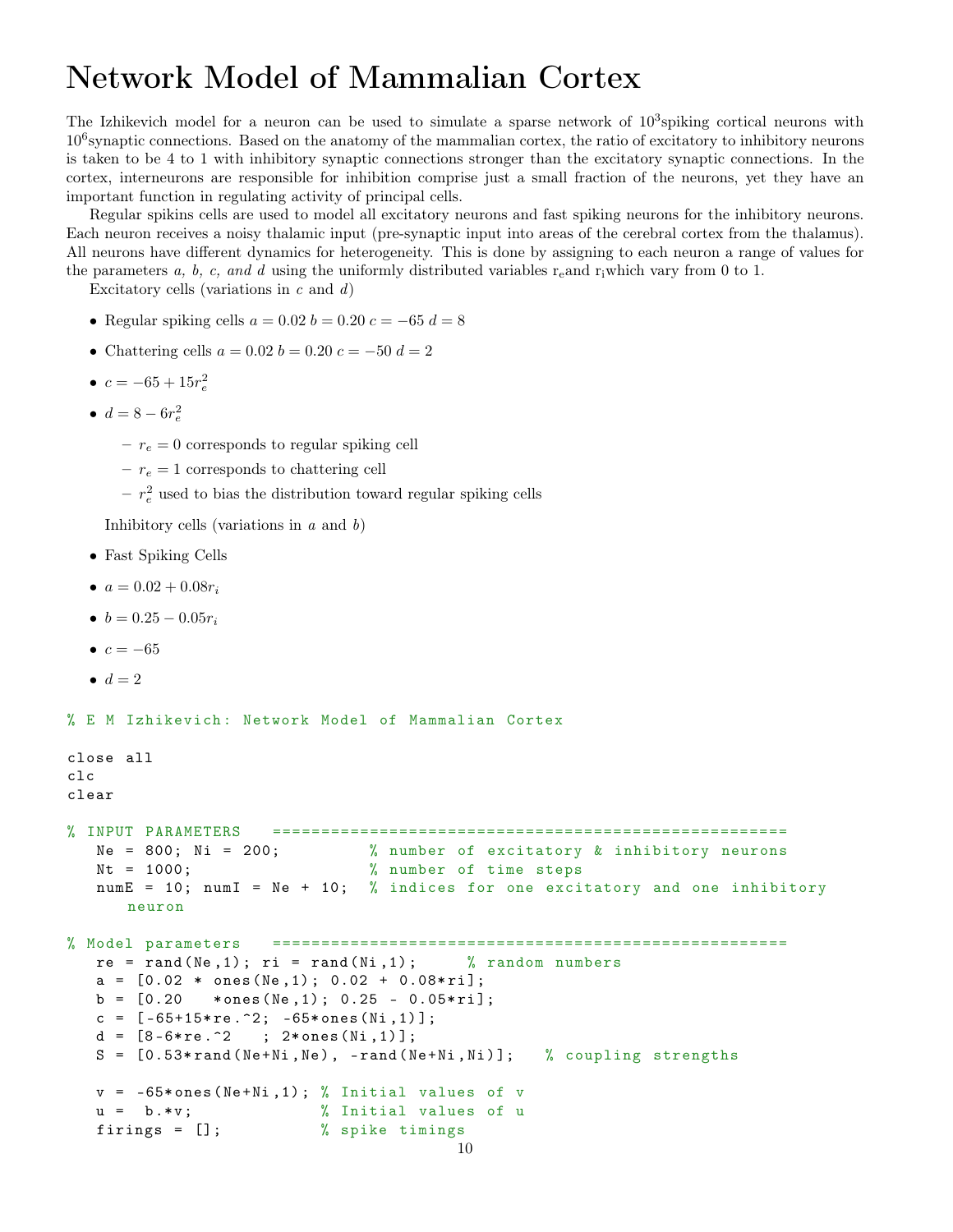# Network Model of Mammalian Cortex

The Izhikevich model for a neuron can be used to simulate a sparse network of $10^3$spiking cortical neurons with $10^6$synaptic connections. Based on the anatomy of the mammalian cortex, the ratio of excitatory to inhibitory neurons is taken to be 4 to 1 with inhibitory synaptic connections stronger than the excitatory synaptic connections. In the cortex, interneurons are responsible for inhibition comprise just a small fraction of the neurons, yet they have an important function in regulating activity of principal cells.

Regular spikins cells are used to model all excitatory neurons and fast spiking neurons for the inhibitory neurons. Each neuron receives a noisy thalamic input (pre-synaptic input into areas of the cerebral cortex from the thalamus). All neurons have different dynamics for heterogeneity. This is done by assigning to each neuron a range of values for the parameters *a, b, c, and d* using the uniformly distributed variables $r_e$and $r_i$which vary from 0 to 1.

Excitatory cells (variations in $c$ and $d$)

- Regular spiking cells $a = 0.02$ $b = 0.20$ $c = -65$ $d = 8$
- Chattering cells $a = 0.02$ $b = 0.20$ $c = -50$ $d = 2$
- $c = -65 + 15r_e^2$
- $d = 8 - 6r_e^2$
  - $r_e = 0$ corresponds to regular spiking cell
  - $r_e = 1$ corresponds to chattering cell
  - $r_e^2$ used to bias the distribution toward regular spiking cells

Inhibitory cells (variations in $a$ and $b$)

- Fast Spiking Cells
- $a = 0.02 + 0.08r_i$
- $b = 0.25 - 0.05r_i$
- $c = -65$
- $d = 2$

```
% E M Izhikevich: Network Model of Mammalian Cortex

close all
clc
clear

% INPUT PARAMETERS   ====================================================
   Ne = 800; Ni = 200;          % number of excitatory & inhibitory neurons
   Nt = 1000;                   % number of time steps
   numE = 10; numI = Ne + 10;   % indices for one excitatory and one inhibitory
      neuron

% Model parameters   ====================================================
   re = rand(Ne,1); ri = rand(Ni,1);      % random numbers
   a = [0.02 * ones(Ne,1); 0.02 + 0.08*ri];
   b = [0.20   *ones(Ne,1); 0.25 - 0.05*ri];
   c = [-65+15*re.^2; -65*ones(Ni,1)];
   d = [8-6*re.^2   ; 2*ones(Ni,1)];
   S = [0.53*rand(Ne+Ni,Ne), -rand(Ne+Ni,Ni)];   % coupling strengths

   v = -65*ones(Ne+Ni,1); % Initial values of v
   u =  b.*v;             % Initial values of u
   firings = [];          % spike timings
```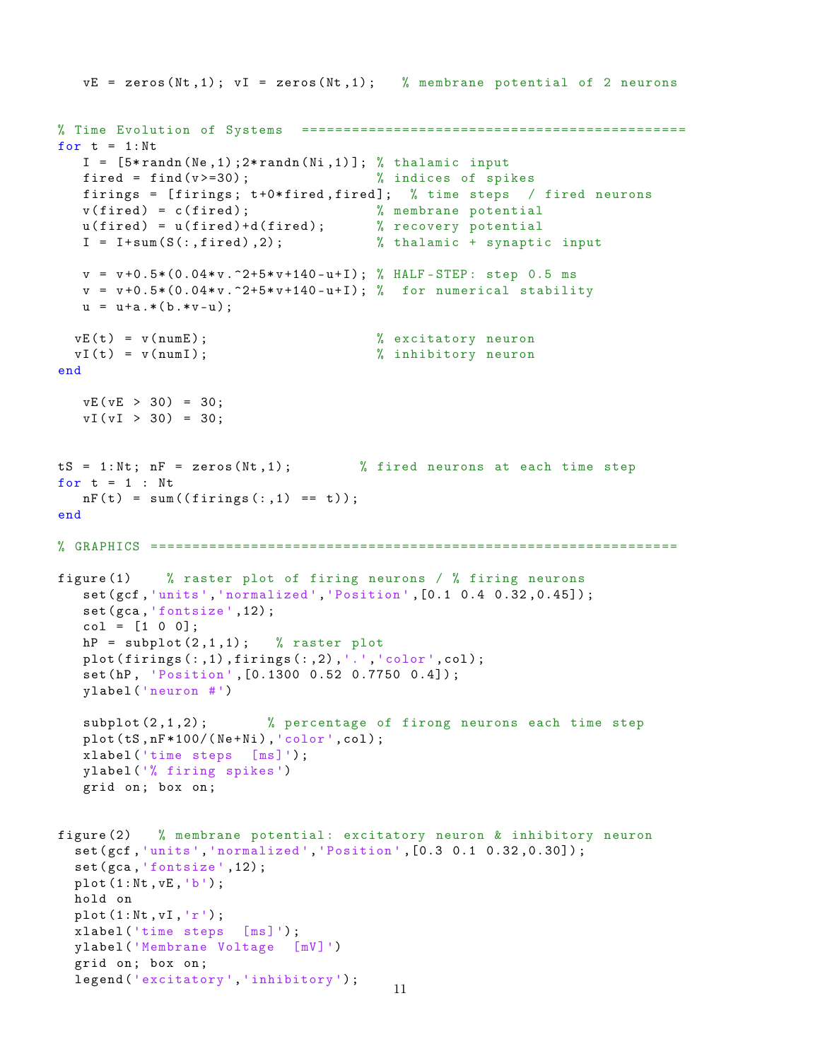```
   vE = zeros(Nt,1); vI = zeros(Nt,1);   % membrane potential of 2 neurons


% Time Evolution of Systems  ============================================
for t = 1:Nt
   I = [5*randn(Ne,1);2*randn(Ni,1)]; % thalamic input
   fired = find(v>=30);               % indices of spikes
   firings = [firings; t+0*fired,fired];  % time steps  / fired neurons
   v(fired) = c(fired);               % membrane potential
   u(fired) = u(fired)+d(fired);      % recovery potential
   I = I+sum(S(:,fired),2);           % thalamic + synaptic input

   v = v+0.5*(0.04*v.^2+5*v+140-u+I); % HALF-STEP: step 0.5 ms
   v = v+0.5*(0.04*v.^2+5*v+140-u+I); %  for numerical stability
   u = u+a.*(b.*v-u);

  vE(t) = v(numE);                    % excitatory neuron
  vI(t) = v(numI);                    % inhibitory neuron
end

   vE(vE > 30) = 30;
   vI(vI > 30) = 30;


tS = 1:Nt; nF = zeros(Nt,1);        % fired neurons at each time step
for t = 1 : Nt
   nF(t) = sum((firings(:,1) == t));
end

% GRAPHICS ==============================================================

figure(1)    % raster plot of firing neurons / % firing neurons
   set(gcf,'units','normalized','Position',[0.1 0.4 0.32,0.45]);
   set(gca,'fontsize',12);
   col = [1 0 0];
   hP = subplot(2,1,1);   % raster plot
   plot(firings(:,1),firings(:,2),'.','color',col);
   set(hP, 'Position',[0.1300 0.52 0.7750 0.4]);
   ylabel('neuron #')

   subplot(2,1,2);       % percentage of firong neurons each time step
   plot(tS,nF*100/(Ne+Ni),'color',col);
   xlabel('time steps  [ms]');
   ylabel('% firing spikes')
   grid on; box on;


figure(2)   % membrane potential: excitatory neuron & inhibitory neuron
  set(gcf,'units','normalized','Position',[0.3 0.1 0.32,0.30]);
  set(gca,'fontsize',12);
  plot(1:Nt,vE,'b');
  hold on
  plot(1:Nt,vI,'r');
  xlabel('time steps  [ms]');
  ylabel('Membrane Voltage  [mV]')
  grid on; box on;
  legend('excitatory','inhibitory');
```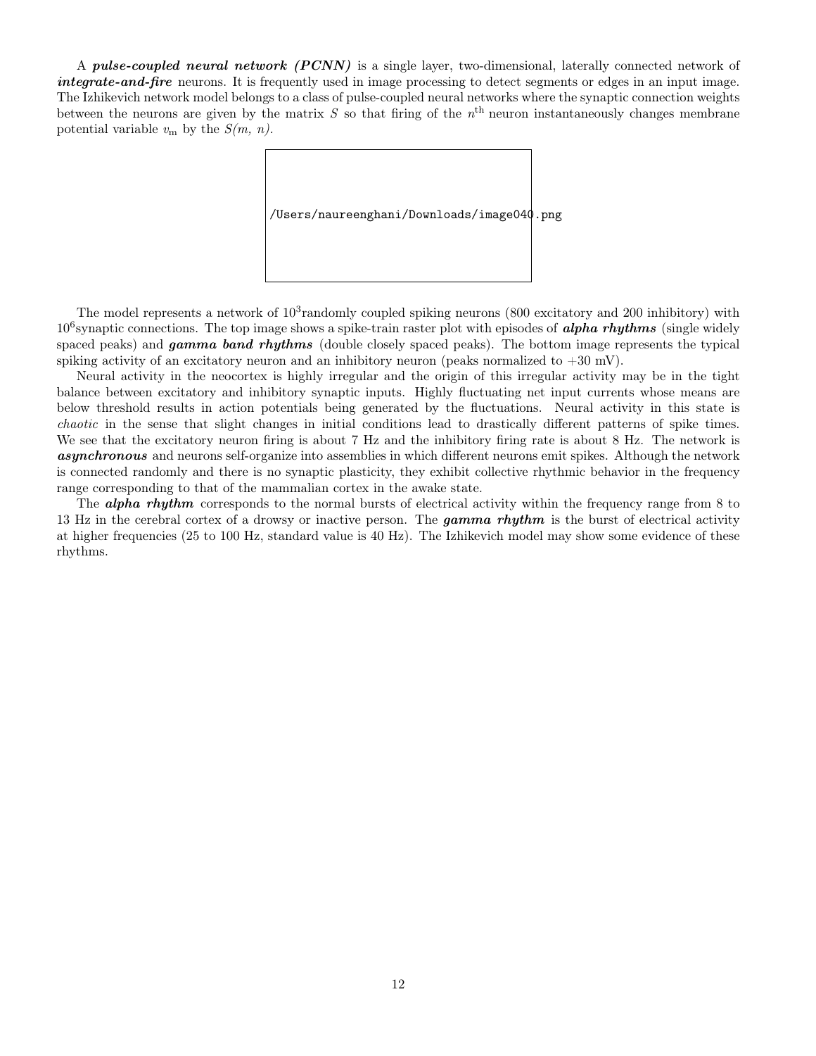A ***pulse-coupled neural network (PCNN)*** is a single layer, two-dimensional, laterally connected network of ***integrate-and-fire*** neurons. It is frequently used in image processing to detect segments or edges in an input image. The Izhikevich network model belongs to a class of pulse-coupled neural networks where the synaptic connection weights between the neurons are given by the matrix $S$ so that firing of the $n^{\text{th}}$ neuron instantaneously changes membrane potential variable $v_{\text{m}}$ by the $S(m, n)$.

/Users/naureenghani/Downloads/image040.png

The model represents a network of $10^3$randomly coupled spiking neurons (800 excitatory and 200 inhibitory) with $10^6$synaptic connections. The top image shows a spike-train raster plot with episodes of ***alpha rhythms*** (single widely spaced peaks) and ***gamma band rhythms*** (double closely spaced peaks). The bottom image represents the typical spiking activity of an excitatory neuron and an inhibitory neuron (peaks normalized to +30 mV).

Neural activity in the neocortex is highly irregular and the origin of this irregular activity may be in the tight balance between excitatory and inhibitory synaptic inputs. Highly fluctuating net input currents whose means are below threshold results in action potentials being generated by the fluctuations. Neural activity in this state is *chaotic* in the sense that slight changes in initial conditions lead to drastically different patterns of spike times. We see that the excitatory neuron firing is about 7 Hz and the inhibitory firing rate is about 8 Hz. The network is ***asynchronous*** and neurons self-organize into assemblies in which different neurons emit spikes. Although the network is connected randomly and there is no synaptic plasticity, they exhibit collective rhythmic behavior in the frequency range corresponding to that of the mammalian cortex in the awake state.

The ***alpha rhythm*** corresponds to the normal bursts of electrical activity within the frequency range from 8 to 13 Hz in the cerebral cortex of a drowsy or inactive person. The ***gamma rhythm*** is the burst of electrical activity at higher frequencies (25 to 100 Hz, standard value is 40 Hz). The Izhikevich model may show some evidence of these rhythms.